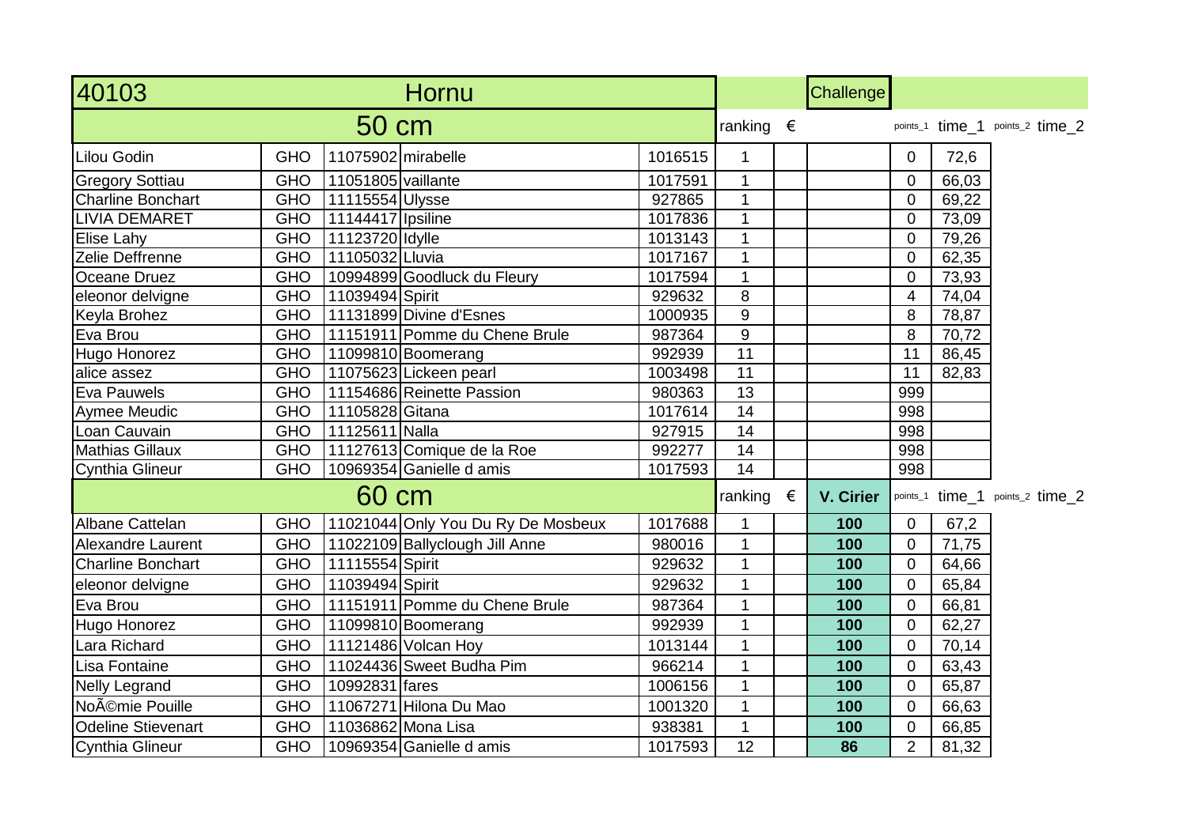| 40103 | | Hornu | | | | | Challenge | | | | |
|---|---|---|---|---|---|---|---|---|---|---|---|
| 50 cm | | | | | ranking | € | | points_1 | time_1 | points_2 | time_2 |
| Lilou Godin | GHO | 11075902 | mirabelle | 1016515 | 1 | | | 0 | 72,6 | | |
| Gregory Sottiau | GHO | 11051805 | vaillante | 1017591 | 1 | | | 0 | 66,03 | | |
| Charline Bonchart | GHO | 11115554 | Ulysse | 927865 | 1 | | | 0 | 69,22 | | |
| LIVIA DEMARET | GHO | 11144417 | Ipsiline | 1017836 | 1 | | | 0 | 73,09 | | |
| Elise Lahy | GHO | 11123720 | Idylle | 1013143 | 1 | | | 0 | 79,26 | | |
| Zelie Deffrenne | GHO | 11105032 | Lluvia | 1017167 | 1 | | | 0 | 62,35 | | |
| Oceane Druez | GHO | 10994899 | Goodluck du Fleury | 1017594 | 1 | | | 0 | 73,93 | | |
| eleonor delvigne | GHO | 11039494 | Spirit | 929632 | 8 | | | 4 | 74,04 | | |
| Keyla Brohez | GHO | 11131899 | Divine d'Esnes | 1000935 | 9 | | | 8 | 78,87 | | |
| Eva Brou | GHO | 11151911 | Pomme du Chene Brule | 987364 | 9 | | | 8 | 70,72 | | |
| Hugo Honorez | GHO | 11099810 | Boomerang | 992939 | 11 | | | 11 | 86,45 | | |
| alice assez | GHO | 11075623 | Lickeen pearl | 1003498 | 11 | | | 11 | 82,83 | | |
| Eva Pauwels | GHO | 11154686 | Reinette Passion | 980363 | 13 | | | 999 | | | |
| Aymee Meudic | GHO | 11105828 | Gitana | 1017614 | 14 | | | 998 | | | |
| Loan Cauvain | GHO | 11125611 | Nalla | 927915 | 14 | | | 998 | | | |
| Mathias Gillaux | GHO | 11127613 | Comique de la Roe | 992277 | 14 | | | 998 | | | |
| Cynthia Glineur | GHO | 10969354 | Ganielle d amis | 1017593 | 14 | | | 998 | | | |
| 60 cm | | | | | ranking | € | **V. Cirier** | points_1 | time_1 | points_2 | time_2 |
| Albane Cattelan | GHO | 11021044 | Only You Du Ry De Mosbeux | 1017688 | 1 | | **100** | 0 | 67,2 | | |
| Alexandre Laurent | GHO | 11022109 | Ballyclough Jill Anne | 980016 | 1 | | **100** | 0 | 71,75 | | |
| Charline Bonchart | GHO | 11115554 | Spirit | 929632 | 1 | | **100** | 0 | 64,66 | | |
| eleonor delvigne | GHO | 11039494 | Spirit | 929632 | 1 | | **100** | 0 | 65,84 | | |
| Eva Brou | GHO | 11151911 | Pomme du Chene Brule | 987364 | 1 | | **100** | 0 | 66,81 | | |
| Hugo Honorez | GHO | 11099810 | Boomerang | 992939 | 1 | | **100** | 0 | 62,27 | | |
| Lara Richard | GHO | 11121486 | Volcan Hoy | 1013144 | 1 | | **100** | 0 | 70,14 | | |
| Lisa Fontaine | GHO | 11024436 | Sweet Budha Pim | 966214 | 1 | | **100** | 0 | 63,43 | | |
| Nelly Legrand | GHO | 10992831 | fares | 1006156 | 1 | | **100** | 0 | 65,87 | | |
| NoÃ©mie Pouille | GHO | 11067271 | Hilona Du Mao | 1001320 | 1 | | **100** | 0 | 66,63 | | |
| Odeline Stievenart | GHO | 11036862 | Mona Lisa | 938381 | 1 | | **100** | 0 | 66,85 | | |
| Cynthia Glineur | GHO | 10969354 | Ganielle d amis | 1017593 | 12 | | **86** | 2 | 81,32 | | |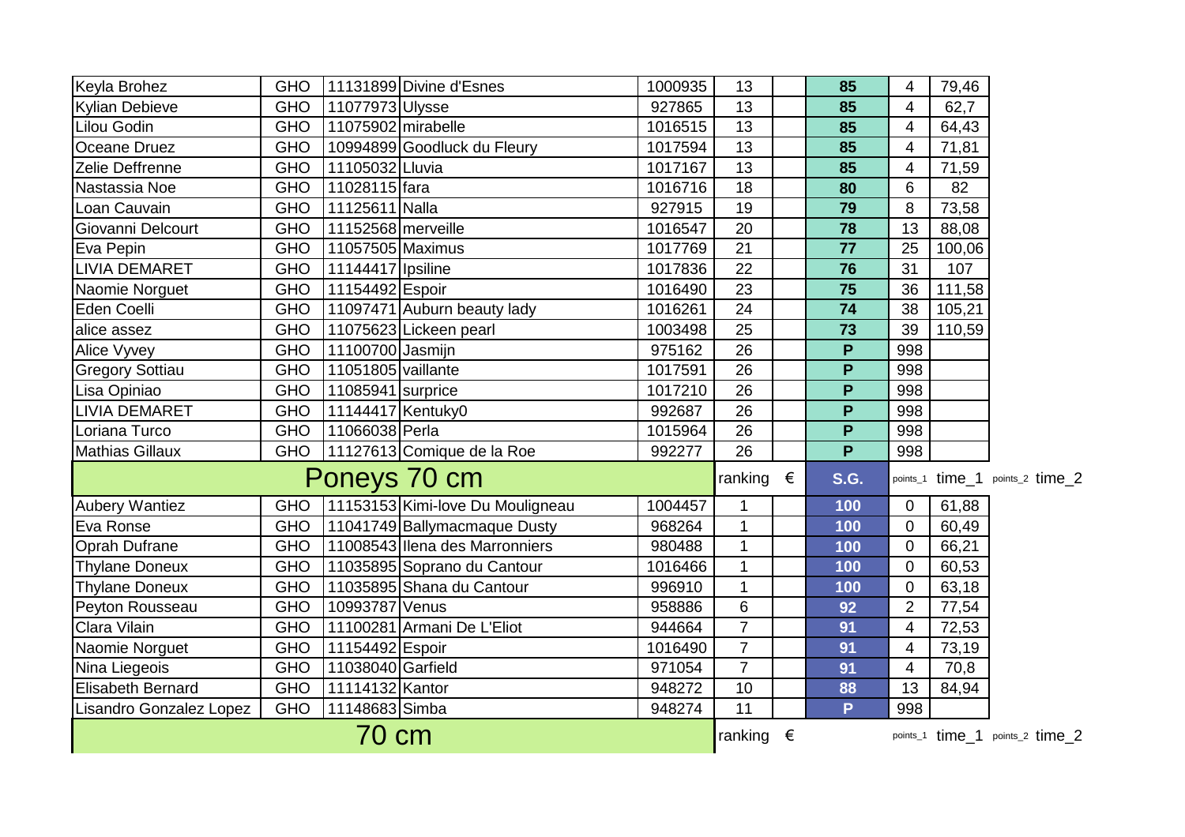| | | | | | | | | | | | |
|---|---|---|---|---|---|---|---|---|---|---|---|
| Keyla Brohez | GHO | 11131899 | Divine d'Esnes | 1000935 | 13 | | **85** | 4 | 79,46 | | |
| Kylian Debieve | GHO | 11077973 | Ulysse | 927865 | 13 | | **85** | 4 | 62,7 | | |
| Lilou Godin | GHO | 11075902 | mirabelle | 1016515 | 13 | | **85** | 4 | 64,43 | | |
| Oceane Druez | GHO | 10994899 | Goodluck du Fleury | 1017594 | 13 | | **85** | 4 | 71,81 | | |
| Zelie Deffrenne | GHO | 11105032 | Lluvia | 1017167 | 13 | | **85** | 4 | 71,59 | | |
| Nastassia Noe | GHO | 11028115 | fara | 1016716 | 18 | | **80** | 6 | 82 | | |
| Loan Cauvain | GHO | 11125611 | Nalla | 927915 | 19 | | **79** | 8 | 73,58 | | |
| Giovanni Delcourt | GHO | 11152568 | merveille | 1016547 | 20 | | **78** | 13 | 88,08 | | |
| Eva Pepin | GHO | 11057505 | Maximus | 1017769 | 21 | | **77** | 25 | 100,06 | | |
| LIVIA DEMARET | GHO | 11144417 | Ipsiline | 1017836 | 22 | | **76** | 31 | 107 | | |
| Naomie Norguet | GHO | 11154492 | Espoir | 1016490 | 23 | | **75** | 36 | 111,58 | | |
| Eden Coelli | GHO | 11097471 | Auburn beauty lady | 1016261 | 24 | | **74** | 38 | 105,21 | | |
| alice assez | GHO | 11075623 | Lickeen pearl | 1003498 | 25 | | **73** | 39 | 110,59 | | |
| Alice Vyvey | GHO | 11100700 | Jasmijn | 975162 | 26 | | **P** | 998 | | | |
| Gregory Sottiau | GHO | 11051805 | vaillante | 1017591 | 26 | | **P** | 998 | | | |
| Lisa Opiniao | GHO | 11085941 | surprice | 1017210 | 26 | | **P** | 998 | | | |
| LIVIA DEMARET | GHO | 11144417 | Kentuky0 | 992687 | 26 | | **P** | 998 | | | |
| Loriana Turco | GHO | 11066038 | Perla | 1015964 | 26 | | **P** | 998 | | | |
| Mathias Gillaux | GHO | 11127613 | Comique de la Roe | 992277 | 26 | | **P** | 998 | | | |
| **Poneys 70 cm** | | | | | ranking | € | **S.G.** | points_1 | time_1 | points_2 | time_2 |
| Aubery Wantiez | GHO | 11153153 | Kimi-love Du Mouligneau | 1004457 | 1 | | **100** | 0 | 61,88 | | |
| Eva Ronse | GHO | 11041749 | Ballymacmaque Dusty | 968264 | 1 | | **100** | 0 | 60,49 | | |
| Oprah Dufrane | GHO | 11008543 | Ilena des Marronniers | 980488 | 1 | | **100** | 0 | 66,21 | | |
| Thylane Doneux | GHO | 11035895 | Soprano du Cantour | 1016466 | 1 | | **100** | 0 | 60,53 | | |
| Thylane Doneux | GHO | 11035895 | Shana du Cantour | 996910 | 1 | | **100** | 0 | 63,18 | | |
| Peyton Rousseau | GHO | 10993787 | Venus | 958886 | 6 | | **92** | 2 | 77,54 | | |
| Clara Vilain | GHO | 11100281 | Armani De L'Eliot | 944664 | 7 | | **91** | 4 | 72,53 | | |
| Naomie Norguet | GHO | 11154492 | Espoir | 1016490 | 7 | | **91** | 4 | 73,19 | | |
| Nina Liegeois | GHO | 11038040 | Garfield | 971054 | 7 | | **91** | 4 | 70,8 | | |
| Elisabeth Bernard | GHO | 11114132 | Kantor | 948272 | 10 | | **88** | 13 | 84,94 | | |
| Lisandro Gonzalez Lopez | GHO | 11148683 | Simba | 948274 | 11 | | **P** | 998 | | | |
| **70 cm** | | | | | ranking | € | | points_1 | time_1 | points_2 | time_2 |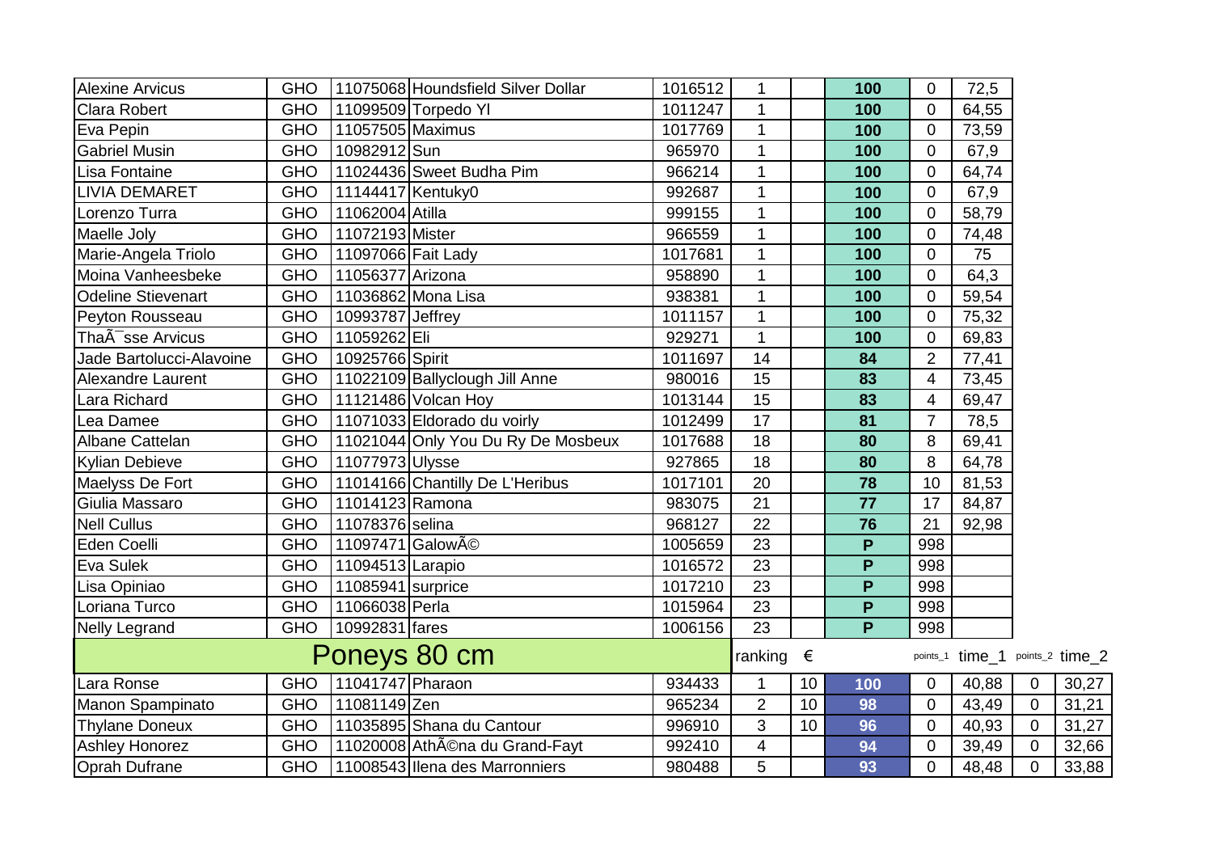| | | | | | | | | | | | | |
|---|---|---|---|---|---|---|---|---|---|---|---|---|
| Alexine Arvicus | GHO | 11075068 | Houndsfield Silver Dollar | 1016512 | 1 | | **100** | 0 | 72,5 | | | |
| Clara Robert | GHO | 11099509 | Torpedo Yl | 1011247 | 1 | | **100** | 0 | 64,55 | | | |
| Eva Pepin | GHO | 11057505 | Maximus | 1017769 | 1 | | **100** | 0 | 73,59 | | | |
| Gabriel Musin | GHO | 10982912 | Sun | 965970 | 1 | | **100** | 0 | 67,9 | | | |
| Lisa Fontaine | GHO | 11024436 | Sweet Budha Pim | 966214 | 1 | | **100** | 0 | 64,74 | | | |
| LIVIA DEMARET | GHO | 11144417 | Kentuky0 | 992687 | 1 | | **100** | 0 | 67,9 | | | |
| Lorenzo Turra | GHO | 11062004 | Atilla | 999155 | 1 | | **100** | 0 | 58,79 | | | |
| Maelle Joly | GHO | 11072193 | Mister | 966559 | 1 | | **100** | 0 | 74,48 | | | |
| Marie-Angela Triolo | GHO | 11097066 | Fait Lady | 1017681 | 1 | | **100** | 0 | 75 | | | |
| Moina Vanheesbeke | GHO | 11056377 | Arizona | 958890 | 1 | | **100** | 0 | 64,3 | | | |
| Odeline Stievenart | GHO | 11036862 | Mona Lisa | 938381 | 1 | | **100** | 0 | 59,54 | | | |
| Peyton Rousseau | GHO | 10993787 | Jeffrey | 1011157 | 1 | | **100** | 0 | 75,32 | | | |
| ThaÃ¯sse Arvicus | GHO | 11059262 | Eli | 929271 | 1 | | **100** | 0 | 69,83 | | | |
| Jade Bartolucci-Alavoine | GHO | 10925766 | Spirit | 1011697 | 14 | | **84** | 2 | 77,41 | | | |
| Alexandre Laurent | GHO | 11022109 | Ballyclough Jill Anne | 980016 | 15 | | **83** | 4 | 73,45 | | | |
| Lara Richard | GHO | 11121486 | Volcan Hoy | 1013144 | 15 | | **83** | 4 | 69,47 | | | |
| Lea Damee | GHO | 11071033 | Eldorado du voirly | 1012499 | 17 | | **81** | 7 | 78,5 | | | |
| Albane Cattelan | GHO | 11021044 | Only You Du Ry De Mosbeux | 1017688 | 18 | | **80** | 8 | 69,41 | | | |
| Kylian Debieve | GHO | 11077973 | Ulysse | 927865 | 18 | | **80** | 8 | 64,78 | | | |
| Maelyss De Fort | GHO | 11014166 | Chantilly De L'Heribus | 1017101 | 20 | | **78** | 10 | 81,53 | | | |
| Giulia Massaro | GHO | 11014123 | Ramona | 983075 | 21 | | **77** | 17 | 84,87 | | | |
| Nell Cullus | GHO | 11078376 | selina | 968127 | 22 | | **76** | 21 | 92,98 | | | |
| Eden Coelli | GHO | 11097471 | GalowÃ© | 1005659 | 23 | | **P** | 998 | | | | |
| Eva Sulek | GHO | 11094513 | Larapio | 1016572 | 23 | | **P** | 998 | | | | |
| Lisa Opiniao | GHO | 11085941 | surprice | 1017210 | 23 | | **P** | 998 | | | | |
| Loriana Turco | GHO | 11066038 | Perla | 1015964 | 23 | | **P** | 998 | | | | |
| Nelly Legrand | GHO | 10992831 | fares | 1006156 | 23 | | **P** | 998 | | | | |

## Poneys 80 cm

| | | | | | ranking | € | | points_1 | time_1 | points_2 | time_2 |
|---|---|---|---|---|---|---|---|---|---|---|---|
| Lara Ronse | GHO | 11041747 | Pharaon | 934433 | 1 | 10 | **100** | 0 | 40,88 | 0 | 30,27 |
| Manon Spampinato | GHO | 11081149 | Zen | 965234 | 2 | 10 | **98** | 0 | 43,49 | 0 | 31,21 |
| Thylane Doneux | GHO | 11035895 | Shana du Cantour | 996910 | 3 | 10 | **96** | 0 | 40,93 | 0 | 31,27 |
| Ashley Honorez | GHO | 11020008 | AthÃ©na du Grand-Fayt | 992410 | 4 | | **94** | 0 | 39,49 | 0 | 32,66 |
| Oprah Dufrane | GHO | 11008543 | Ilena des Marronniers | 980488 | 5 | | **93** | 0 | 48,48 | 0 | 33,88 |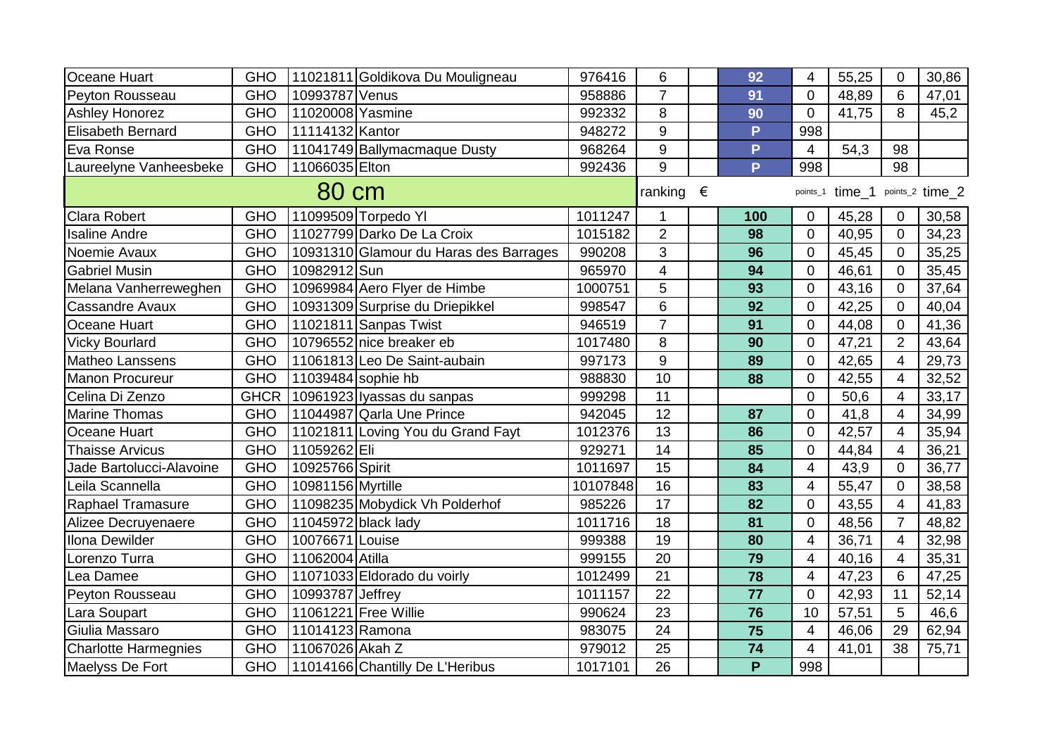| | | | | | | | | | | | |
|---|---|---|---|---|---|---|---|---|---|---|---|
| Oceane Huart | GHO | 11021811 | Goldikova Du Mouligneau | 976416 | 6 | | 92 | 4 | 55,25 | 0 | 30,86 |
| Peyton Rousseau | GHO | 10993787 | Venus | 958886 | 7 | | 91 | 0 | 48,89 | 6 | 47,01 |
| Ashley Honorez | GHO | 11020008 | Yasmine | 992332 | 8 | | 90 | 0 | 41,75 | 8 | 45,2 |
| Elisabeth Bernard | GHO | 11114132 | Kantor | 948272 | 9 | | P | 998 | | | |
| Eva Ronse | GHO | 11041749 | Ballymacmaque Dusty | 968264 | 9 | | P | 4 | 54,3 | 98 | |
| Laureelyne Vanheesbeke | GHO | 11066035 | Elton | 992436 | 9 | | P | 998 | | 98 | |
| **80 cm** | | | | | ranking | € | | points_1 | time_1 | points_2 | time_2 |
| Clara Robert | GHO | 11099509 | Torpedo Yl | 1011247 | 1 | | 100 | 0 | 45,28 | 0 | 30,58 |
| Isaline Andre | GHO | 11027799 | Darko De La Croix | 1015182 | 2 | | 98 | 0 | 40,95 | 0 | 34,23 |
| Noemie Avaux | GHO | 10931310 | Glamour du Haras des Barrages | 990208 | 3 | | 96 | 0 | 45,45 | 0 | 35,25 |
| Gabriel Musin | GHO | 10982912 | Sun | 965970 | 4 | | 94 | 0 | 46,61 | 0 | 35,45 |
| Melana Vanherreweghen | GHO | 10969984 | Aero Flyer de Himbe | 1000751 | 5 | | 93 | 0 | 43,16 | 0 | 37,64 |
| Cassandre Avaux | GHO | 10931309 | Surprise du Driepikkel | 998547 | 6 | | 92 | 0 | 42,25 | 0 | 40,04 |
| Oceane Huart | GHO | 11021811 | Sanpas Twist | 946519 | 7 | | 91 | 0 | 44,08 | 0 | 41,36 |
| Vicky Bourlard | GHO | 10796552 | nice breaker eb | 1017480 | 8 | | 90 | 0 | 47,21 | 2 | 43,64 |
| Matheo Lanssens | GHO | 11061813 | Leo De Saint-aubain | 997173 | 9 | | 89 | 0 | 42,65 | 4 | 29,73 |
| Manon Procureur | GHO | 11039484 | sophie hb | 988830 | 10 | | 88 | 0 | 42,55 | 4 | 32,52 |
| Celina Di Zenzo | GHCR | 10961923 | Iyassas du sanpas | 999298 | 11 | | | 0 | 50,6 | 4 | 33,17 |
| Marine Thomas | GHO | 11044987 | Qarla Une Prince | 942045 | 12 | | 87 | 0 | 41,8 | 4 | 34,99 |
| Oceane Huart | GHO | 11021811 | Loving You du Grand Fayt | 1012376 | 13 | | 86 | 0 | 42,57 | 4 | 35,94 |
| Thaisse Arvicus | GHO | 11059262 | Eli | 929271 | 14 | | 85 | 0 | 44,84 | 4 | 36,21 |
| Jade Bartolucci-Alavoine | GHO | 10925766 | Spirit | 1011697 | 15 | | 84 | 4 | 43,9 | 0 | 36,77 |
| Leila Scannella | GHO | 10981156 | Myrtille | 10107848 | 16 | | 83 | 4 | 55,47 | 0 | 38,58 |
| Raphael Tramasure | GHO | 11098235 | Mobydick Vh Polderhof | 985226 | 17 | | 82 | 0 | 43,55 | 4 | 41,83 |
| Alizee Decruyenaere | GHO | 11045972 | black lady | 1011716 | 18 | | 81 | 0 | 48,56 | 7 | 48,82 |
| Ilona Dewilder | GHO | 10076671 | Louise | 999388 | 19 | | 80 | 4 | 36,71 | 4 | 32,98 |
| Lorenzo Turra | GHO | 11062004 | Atilla | 999155 | 20 | | 79 | 4 | 40,16 | 4 | 35,31 |
| Lea Damee | GHO | 11071033 | Eldorado du voirly | 1012499 | 21 | | 78 | 4 | 47,23 | 6 | 47,25 |
| Peyton Rousseau | GHO | 10993787 | Jeffrey | 1011157 | 22 | | 77 | 0 | 42,93 | 11 | 52,14 |
| Lara Soupart | GHO | 11061221 | Free Willie | 990624 | 23 | | 76 | 10 | 57,51 | 5 | 46,6 |
| Giulia Massaro | GHO | 11014123 | Ramona | 983075 | 24 | | 75 | 4 | 46,06 | 29 | 62,94 |
| Charlotte Harmegnies | GHO | 11067026 | Akah Z | 979012 | 25 | | 74 | 4 | 41,01 | 38 | 75,71 |
| Maelyss De Fort | GHO | 11014166 | Chantilly De L'Heribus | 1017101 | 26 | | P | 998 | | | |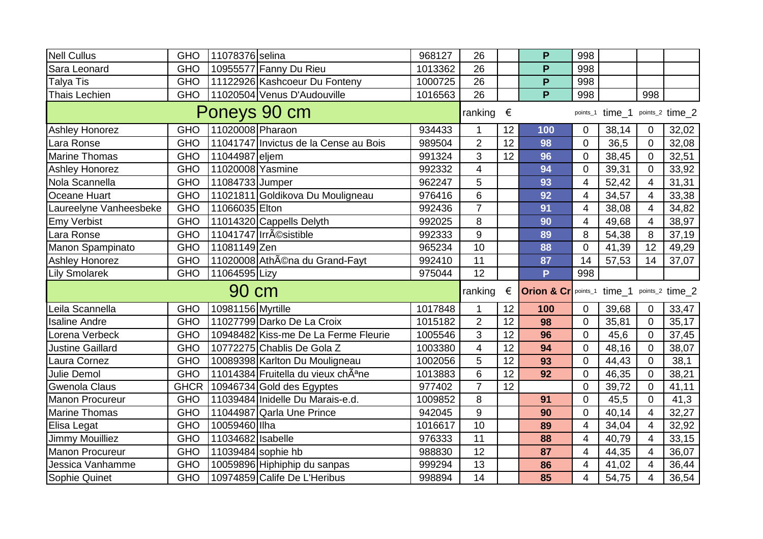| | | | | | | | | | | | |
|---|---|---|---|---|---|---|---|---|---|---|---|
| Nell Cullus | GHO | 11078376 | selina | 968127 | 26 | | P | 998 | | | |
| Sara Leonard | GHO | 10955577 | Fanny Du Rieu | 1013362 | 26 | | P | 998 | | | |
| Talya Tis | GHO | 11122926 | Kashcoeur Du Fonteny | 1000725 | 26 | | P | 998 | | | |
| Thais Lechien | GHO | 11020504 | Venus D'Audouville | 1016563 | 26 | | P | 998 | | 998 | |
| **Poneys 90 cm** | | | | | ranking | € | | points_1 | time_1 | points_2 | time_2 |
| Ashley Honorez | GHO | 11020008 | Pharaon | 934433 | 1 | 12 | 100 | 0 | 38,14 | 0 | 32,02 |
| Lara Ronse | GHO | 11041747 | Invictus de la Cense au Bois | 989504 | 2 | 12 | 98 | 0 | 36,5 | 0 | 32,08 |
| Marine Thomas | GHO | 11044987 | eljem | 991324 | 3 | 12 | 96 | 0 | 38,45 | 0 | 32,51 |
| Ashley Honorez | GHO | 11020008 | Yasmine | 992332 | 4 | | 94 | 0 | 39,31 | 0 | 33,92 |
| Nola Scannella | GHO | 11084733 | Jumper | 962247 | 5 | | 93 | 4 | 52,42 | 4 | 31,31 |
| Oceane Huart | GHO | 11021811 | Goldikova Du Mouligneau | 976416 | 6 | | 92 | 4 | 34,57 | 4 | 33,38 |
| Laureelyne Vanheesbeke | GHO | 11066035 | Elton | 992436 | 7 | | 91 | 4 | 38,08 | 4 | 34,82 |
| Emy Verbist | GHO | 11014320 | Cappells Delyth | 992025 | 8 | | 90 | 4 | 49,68 | 4 | 38,97 |
| Lara Ronse | GHO | 11041747 | IrrÃ©sistible | 992333 | 9 | | 89 | 8 | 54,38 | 8 | 37,19 |
| Manon Spampinato | GHO | 11081149 | Zen | 965234 | 10 | | 88 | 0 | 41,39 | 12 | 49,29 |
| Ashley Honorez | GHO | 11020008 | AthÃ©na du Grand-Fayt | 992410 | 11 | | 87 | 14 | 57,53 | 14 | 37,07 |
| Lily Smolarek | GHO | 11064595 | Lizy | 975044 | 12 | | P | 998 | | | |
| **90 cm** | | | | | ranking | € | Orion & Cr | points_1 | time_1 | points_2 | time_2 |
| Leila Scannella | GHO | 10981156 | Myrtille | 1017848 | 1 | 12 | 100 | 0 | 39,68 | 0 | 33,47 |
| Isaline Andre | GHO | 11027799 | Darko De La Croix | 1015182 | 2 | 12 | 98 | 0 | 35,81 | 0 | 35,17 |
| Lorena Verbeck | GHO | 10948482 | Kiss-me De La Ferme Fleurie | 1005546 | 3 | 12 | 96 | 0 | 45,6 | 0 | 37,45 |
| Justine Gaillard | GHO | 10772275 | Chablis De Gola Z | 1003380 | 4 | 12 | 94 | 0 | 48,16 | 0 | 38,07 |
| Laura Cornez | GHO | 10089398 | Karlton Du Mouligneau | 1002056 | 5 | 12 | 93 | 0 | 44,43 | 0 | 38,1 |
| Julie Demol | GHO | 11014384 | Fruitella du vieux chÃªne | 1013883 | 6 | 12 | 92 | 0 | 46,35 | 0 | 38,21 |
| Gwenola Claus | GHCR | 10946734 | Gold des Egyptes | 977402 | 7 | 12 | | 0 | 39,72 | 0 | 41,11 |
| Manon Procureur | GHO | 11039484 | Inidelle Du Marais-e.d. | 1009852 | 8 | | 91 | 0 | 45,5 | 0 | 41,3 |
| Marine Thomas | GHO | 11044987 | Qarla Une Prince | 942045 | 9 | | 90 | 0 | 40,14 | 4 | 32,27 |
| Elisa Legat | GHO | 10059460 | Ilha | 1016617 | 10 | | 89 | 4 | 34,04 | 4 | 32,92 |
| Jimmy Mouilliez | GHO | 11034682 | Isabelle | 976333 | 11 | | 88 | 4 | 40,79 | 4 | 33,15 |
| Manon Procureur | GHO | 11039484 | sophie hb | 988830 | 12 | | 87 | 4 | 44,35 | 4 | 36,07 |
| Jessica Vanhamme | GHO | 10059896 | Hiphiphip du sanpas | 999294 | 13 | | 86 | 4 | 41,02 | 4 | 36,44 |
| Sophie Quinet | GHO | 10974859 | Calife De L'Heribus | 998894 | 14 | | 85 | 4 | 54,75 | 4 | 36,54 |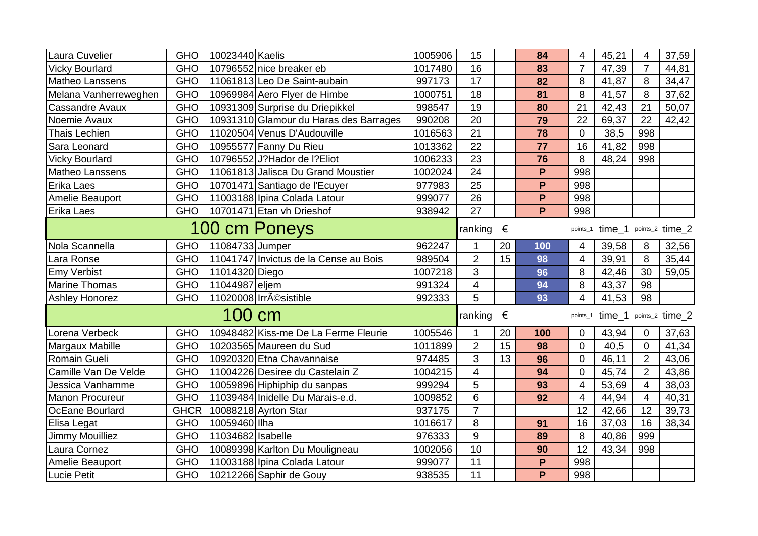| | | | | | | | | | | | | |
|---|---|---|---|---|---|---|---|---|---|---|---|---|
| Laura Cuvelier | GHO | 10023440 | Kaelis | 1005906 | 15 | | **84** | 4 | 45,21 | 4 | 37,59 |
| Vicky Bourlard | GHO | 10796552 | nice breaker eb | 1017480 | 16 | | **83** | 7 | 47,39 | 7 | 44,81 |
| Matheo Lanssens | GHO | 11061813 | Leo De Saint-aubain | 997173 | 17 | | **82** | 8 | 41,87 | 8 | 34,47 |
| Melana Vanherreweghen | GHO | 10969984 | Aero Flyer de Himbe | 1000751 | 18 | | **81** | 8 | 41,57 | 8 | 37,62 |
| Cassandre Avaux | GHO | 10931309 | Surprise du Driepikkel | 998547 | 19 | | **80** | 21 | 42,43 | 21 | 50,07 |
| Noemie Avaux | GHO | 10931310 | Glamour du Haras des Barrages | 990208 | 20 | | **79** | 22 | 69,37 | 22 | 42,42 |
| Thais Lechien | GHO | 11020504 | Venus D'Audouville | 1016563 | 21 | | **78** | 0 | 38,5 | 998 | |
| Sara Leonard | GHO | 10955577 | Fanny Du Rieu | 1013362 | 22 | | **77** | 16 | 41,82 | 998 | |
| Vicky Bourlard | GHO | 10796552 | J?Hador de l?Eliot | 1006233 | 23 | | **76** | 8 | 48,24 | 998 | |
| Matheo Lanssens | GHO | 11061813 | Jalisca Du Grand Moustier | 1002024 | 24 | | **P** | 998 | | | |
| Erika Laes | GHO | 10701471 | Santiago de l'Ecuyer | 977983 | 25 | | **P** | 998 | | | |
| Amelie Beauport | GHO | 11003188 | Ipina Colada Latour | 999077 | 26 | | **P** | 998 | | | |
| Erika Laes | GHO | 10701471 | Etan vh Drieshof | 938942 | 27 | | **P** | 998 | | | |
| **100 cm Poneys** | | | | | ranking | € | | points_1 | time_1 | points_2 | time_2 |
| Nola Scannella | GHO | 11084733 | Jumper | 962247 | 1 | 20 | **100** | 4 | 39,58 | 8 | 32,56 |
| Lara Ronse | GHO | 11041747 | Invictus de la Cense au Bois | 989504 | 2 | 15 | **98** | 4 | 39,91 | 8 | 35,44 |
| Emy Verbist | GHO | 11014320 | Diego | 1007218 | 3 | | **96** | 8 | 42,46 | 30 | 59,05 |
| Marine Thomas | GHO | 11044987 | eljem | 991324 | 4 | | **94** | 8 | 43,37 | 98 | |
| Ashley Honorez | GHO | 11020008 | IrrÃ©sistible | 992333 | 5 | | **93** | 4 | 41,53 | 98 | |
| **100 cm** | | | | | ranking | € | | points_1 | time_1 | points_2 | time_2 |
| Lorena Verbeck | GHO | 10948482 | Kiss-me De La Ferme Fleurie | 1005546 | 1 | 20 | **100** | 0 | 43,94 | 0 | 37,63 |
| Margaux Mabille | GHO | 10203565 | Maureen du Sud | 1011899 | 2 | 15 | **98** | 0 | 40,5 | 0 | 41,34 |
| Romain Gueli | GHO | 10920320 | Etna Chavannaise | 974485 | 3 | 13 | **96** | 0 | 46,11 | 2 | 43,06 |
| Camille Van De Velde | GHO | 11004226 | Desiree du Castelain Z | 1004215 | 4 | | **94** | 0 | 45,74 | 2 | 43,86 |
| Jessica Vanhamme | GHO | 10059896 | Hiphiphip du sanpas | 999294 | 5 | | **93** | 4 | 53,69 | 4 | 38,03 |
| Manon Procureur | GHO | 11039484 | Inidelle Du Marais-e.d. | 1009852 | 6 | | **92** | 4 | 44,94 | 4 | 40,31 |
| OcEane Bourlard | GHCR | 10088218 | Ayrton Star | 937175 | 7 | | | 12 | 42,66 | 12 | 39,73 |
| Elisa Legat | GHO | 10059460 | Ilha | 1016617 | 8 | | **91** | 16 | 37,03 | 16 | 38,34 |
| Jimmy Mouilliez | GHO | 11034682 | Isabelle | 976333 | 9 | | **89** | 8 | 40,86 | 999 | |
| Laura Cornez | GHO | 10089398 | Karlton Du Mouligneau | 1002056 | 10 | | **90** | 12 | 43,34 | 998 | |
| Amelie Beauport | GHO | 11003188 | Ipina Colada Latour | 999077 | 11 | | **P** | 998 | | | |
| Lucie Petit | GHO | 10212266 | Saphir de Gouy | 938535 | 11 | | **P** | 998 | | | |